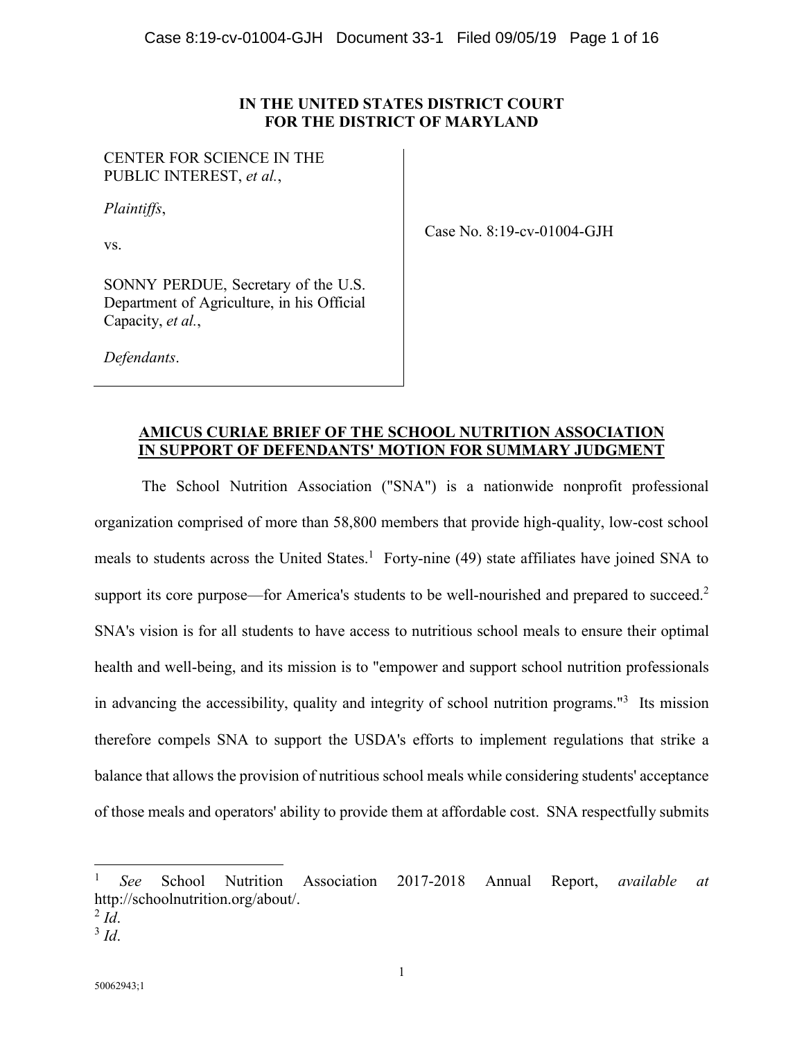**IN THE UNITED STATES DISTRICT COURT**
**FOR THE DISTRICT OF MARYLAND**

| | |
|---|---|
| CENTER FOR SCIENCE IN THE PUBLIC INTEREST, *et al.*,<br><br>*Plaintiffs*,<br><br>vs.<br><br>SONNY PERDUE, Secretary of the U.S. Department of Agriculture, in his Official Capacity, *et al.*,<br><br>*Defendants*. | Case No. 8:19-cv-01004-GJH |

**AMICUS CURIAE BRIEF OF THE SCHOOL NUTRITION ASSOCIATION IN SUPPORT OF DEFENDANTS' MOTION FOR SUMMARY JUDGMENT**

The School Nutrition Association ("SNA") is a nationwide nonprofit professional organization comprised of more than 58,800 members that provide high-quality, low-cost school meals to students across the United States.[1] Forty-nine (49) state affiliates have joined SNA to support its core purpose—for America's students to be well-nourished and prepared to succeed.[2] SNA's vision is for all students to have access to nutritious school meals to ensure their optimal health and well-being, and its mission is to "empower and support school nutrition professionals in advancing the accessibility, quality and integrity of school nutrition programs."[3] Its mission therefore compels SNA to support the USDA's efforts to implement regulations that strike a balance that allows the provision of nutritious school meals while considering students' acceptance of those meals and operators' ability to provide them at affordable cost. SNA respectfully submits

---

[1] *See* School Nutrition Association 2017-2018 Annual Report, *available at* http://schoolnutrition.org/about/.

[2] *Id*.

[3] *Id*.

50062943;1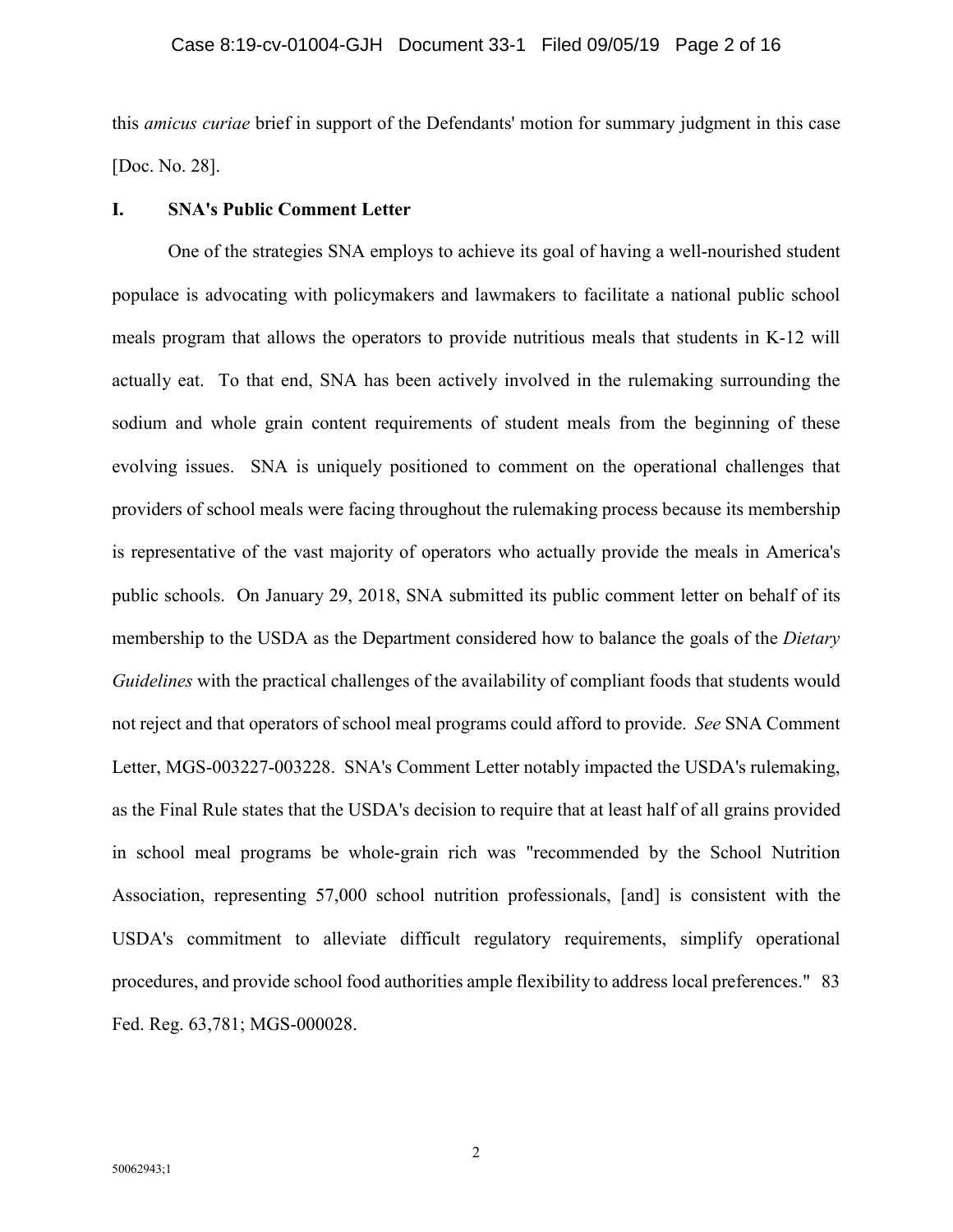this *amicus curiae* brief in support of the Defendants' motion for summary judgment in this case [Doc. No. 28].

## I. SNA's Public Comment Letter

One of the strategies SNA employs to achieve its goal of having a well-nourished student populace is advocating with policymakers and lawmakers to facilitate a national public school meals program that allows the operators to provide nutritious meals that students in K-12 will actually eat. To that end, SNA has been actively involved in the rulemaking surrounding the sodium and whole grain content requirements of student meals from the beginning of these evolving issues. SNA is uniquely positioned to comment on the operational challenges that providers of school meals were facing throughout the rulemaking process because its membership is representative of the vast majority of operators who actually provide the meals in America's public schools. On January 29, 2018, SNA submitted its public comment letter on behalf of its membership to the USDA as the Department considered how to balance the goals of the *Dietary Guidelines* with the practical challenges of the availability of compliant foods that students would not reject and that operators of school meal programs could afford to provide. *See* SNA Comment Letter, MGS-003227-003228. SNA's Comment Letter notably impacted the USDA's rulemaking, as the Final Rule states that the USDA's decision to require that at least half of all grains provided in school meal programs be whole-grain rich was "recommended by the School Nutrition Association, representing 57,000 school nutrition professionals, [and] is consistent with the USDA's commitment to alleviate difficult regulatory requirements, simplify operational procedures, and provide school food authorities ample flexibility to address local preferences." 83 Fed. Reg. 63,781; MGS-000028.

50062943;1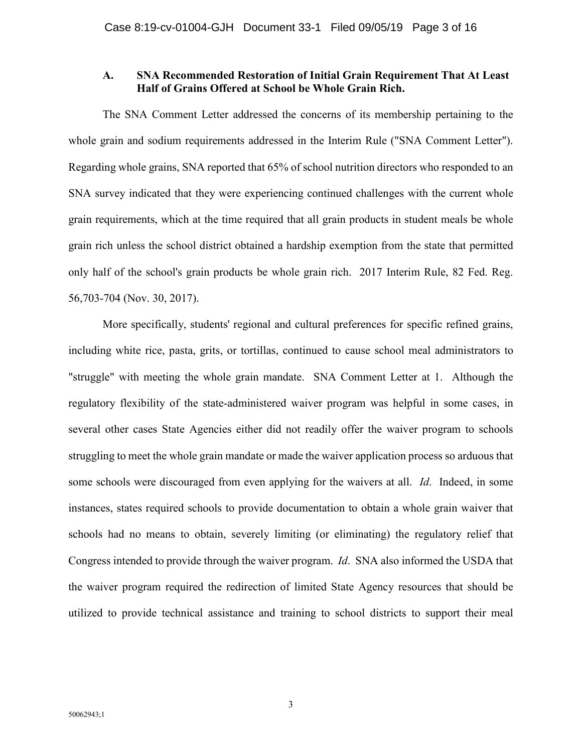### A. SNA Recommended Restoration of Initial Grain Requirement That At Least Half of Grains Offered at School be Whole Grain Rich.

The SNA Comment Letter addressed the concerns of its membership pertaining to the whole grain and sodium requirements addressed in the Interim Rule ("SNA Comment Letter"). Regarding whole grains, SNA reported that 65% of school nutrition directors who responded to an SNA survey indicated that they were experiencing continued challenges with the current whole grain requirements, which at the time required that all grain products in student meals be whole grain rich unless the school district obtained a hardship exemption from the state that permitted only half of the school's grain products be whole grain rich. 2017 Interim Rule, 82 Fed. Reg. 56,703-704 (Nov. 30, 2017).

More specifically, students' regional and cultural preferences for specific refined grains, including white rice, pasta, grits, or tortillas, continued to cause school meal administrators to "struggle" with meeting the whole grain mandate. SNA Comment Letter at 1. Although the regulatory flexibility of the state-administered waiver program was helpful in some cases, in several other cases State Agencies either did not readily offer the waiver program to schools struggling to meet the whole grain mandate or made the waiver application process so arduous that some schools were discouraged from even applying for the waivers at all. *Id*. Indeed, in some instances, states required schools to provide documentation to obtain a whole grain waiver that schools had no means to obtain, severely limiting (or eliminating) the regulatory relief that Congress intended to provide through the waiver program. *Id*. SNA also informed the USDA that the waiver program required the redirection of limited State Agency resources that should be utilized to provide technical assistance and training to school districts to support their meal

50062943;1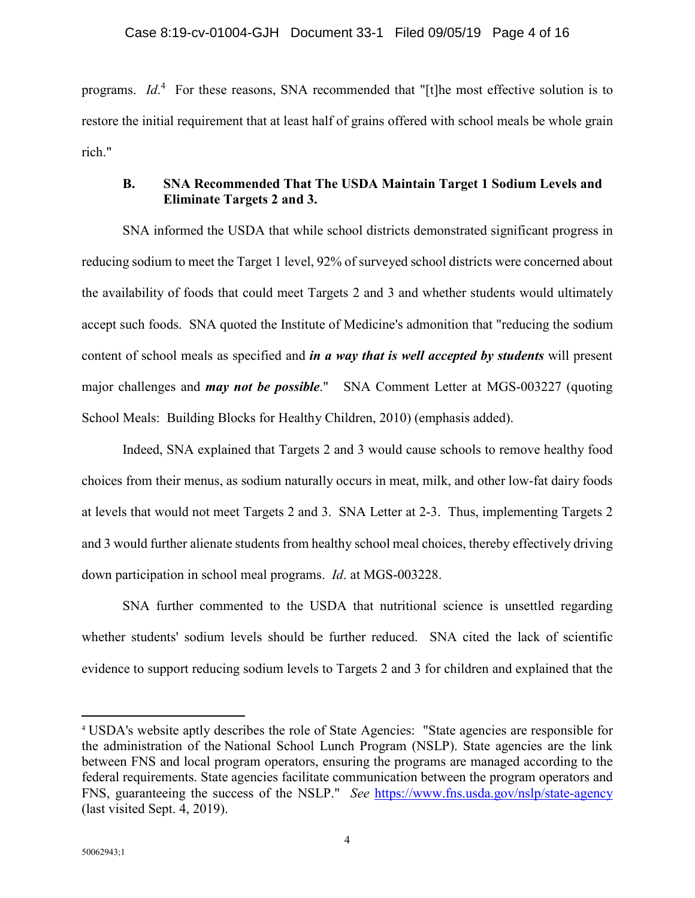programs. *Id*.[4] For these reasons, SNA recommended that "[t]he most effective solution is to restore the initial requirement that at least half of grains offered with school meals be whole grain rich."

### B. SNA Recommended That The USDA Maintain Target 1 Sodium Levels and Eliminate Targets 2 and 3.

SNA informed the USDA that while school districts demonstrated significant progress in reducing sodium to meet the Target 1 level, 92% of surveyed school districts were concerned about the availability of foods that could meet Targets 2 and 3 and whether students would ultimately accept such foods. SNA quoted the Institute of Medicine's admonition that "reducing the sodium content of school meals as specified and ***in a way that is well accepted by students*** will present major challenges and ***may not be possible***." SNA Comment Letter at MGS-003227 (quoting School Meals: Building Blocks for Healthy Children, 2010) (emphasis added).

Indeed, SNA explained that Targets 2 and 3 would cause schools to remove healthy food choices from their menus, as sodium naturally occurs in meat, milk, and other low-fat dairy foods at levels that would not meet Targets 2 and 3. SNA Letter at 2-3. Thus, implementing Targets 2 and 3 would further alienate students from healthy school meal choices, thereby effectively driving down participation in school meal programs. *Id*. at MGS-003228.

SNA further commented to the USDA that nutritional science is unsettled regarding whether students' sodium levels should be further reduced. SNA cited the lack of scientific evidence to support reducing sodium levels to Targets 2 and 3 for children and explained that the

---

[4] USDA's website aptly describes the role of State Agencies: "State agencies are responsible for the administration of the National School Lunch Program (NSLP). State agencies are the link between FNS and local program operators, ensuring the programs are managed according to the federal requirements. State agencies facilitate communication between the program operators and FNS, guaranteeing the success of the NSLP." *See* https://www.fns.usda.gov/nslp/state-agency (last visited Sept. 4, 2019).

50062943;1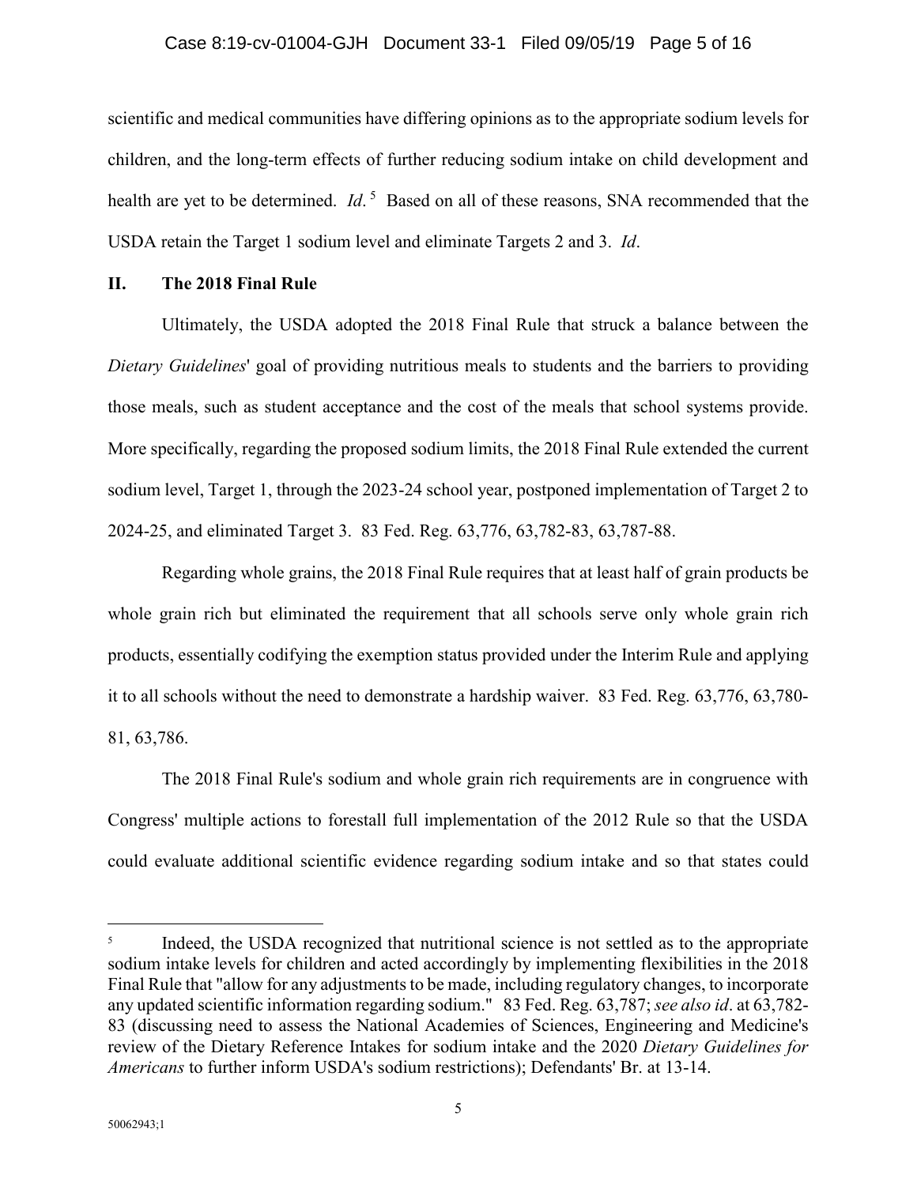scientific and medical communities have differing opinions as to the appropriate sodium levels for children, and the long-term effects of further reducing sodium intake on child development and health are yet to be determined. *Id*.[5] Based on all of these reasons, SNA recommended that the USDA retain the Target 1 sodium level and eliminate Targets 2 and 3. *Id*.

## II. The 2018 Final Rule

Ultimately, the USDA adopted the 2018 Final Rule that struck a balance between the *Dietary Guidelines*' goal of providing nutritious meals to students and the barriers to providing those meals, such as student acceptance and the cost of the meals that school systems provide. More specifically, regarding the proposed sodium limits, the 2018 Final Rule extended the current sodium level, Target 1, through the 2023-24 school year, postponed implementation of Target 2 to 2024-25, and eliminated Target 3. 83 Fed. Reg. 63,776, 63,782-83, 63,787-88.

Regarding whole grains, the 2018 Final Rule requires that at least half of grain products be whole grain rich but eliminated the requirement that all schools serve only whole grain rich products, essentially codifying the exemption status provided under the Interim Rule and applying it to all schools without the need to demonstrate a hardship waiver. 83 Fed. Reg. 63,776, 63,780-81, 63,786.

The 2018 Final Rule's sodium and whole grain rich requirements are in congruence with Congress' multiple actions to forestall full implementation of the 2012 Rule so that the USDA could evaluate additional scientific evidence regarding sodium intake and so that states could

---

[5] Indeed, the USDA recognized that nutritional science is not settled as to the appropriate sodium intake levels for children and acted accordingly by implementing flexibilities in the 2018 Final Rule that "allow for any adjustments to be made, including regulatory changes, to incorporate any updated scientific information regarding sodium." 83 Fed. Reg. 63,787; *see also id*. at 63,782-83 (discussing need to assess the National Academies of Sciences, Engineering and Medicine's review of the Dietary Reference Intakes for sodium intake and the 2020 *Dietary Guidelines for Americans* to further inform USDA's sodium restrictions); Defendants' Br. at 13-14.

50062943;1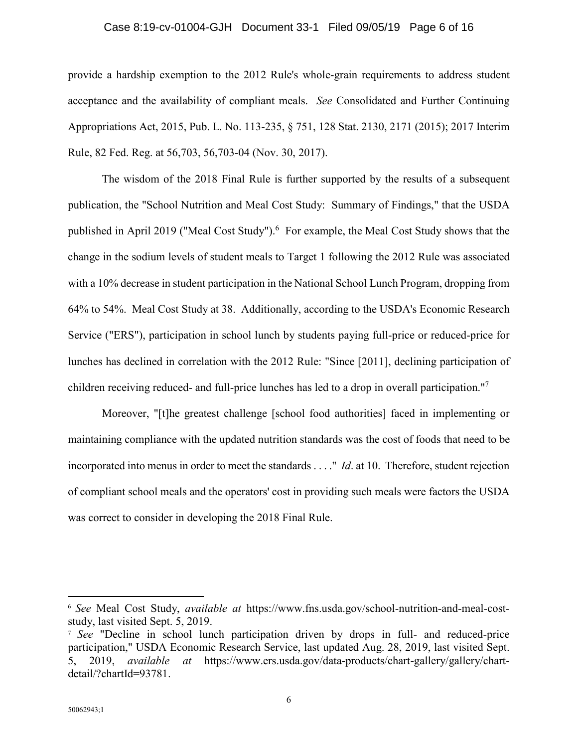provide a hardship exemption to the 2012 Rule's whole-grain requirements to address student acceptance and the availability of compliant meals. *See* Consolidated and Further Continuing Appropriations Act, 2015, Pub. L. No. 113-235, § 751, 128 Stat. 2130, 2171 (2015); 2017 Interim Rule, 82 Fed. Reg. at 56,703, 56,703-04 (Nov. 30, 2017).

The wisdom of the 2018 Final Rule is further supported by the results of a subsequent publication, the "School Nutrition and Meal Cost Study: Summary of Findings," that the USDA published in April 2019 ("Meal Cost Study").[6] For example, the Meal Cost Study shows that the change in the sodium levels of student meals to Target 1 following the 2012 Rule was associated with a 10% decrease in student participation in the National School Lunch Program, dropping from 64% to 54%. Meal Cost Study at 38. Additionally, according to the USDA's Economic Research Service ("ERS"), participation in school lunch by students paying full-price or reduced-price for lunches has declined in correlation with the 2012 Rule: "Since [2011], declining participation of children receiving reduced- and full-price lunches has led to a drop in overall participation."[7]

Moreover, "[t]he greatest challenge [school food authorities] faced in implementing or maintaining compliance with the updated nutrition standards was the cost of foods that need to be incorporated into menus in order to meet the standards . . . ." *Id*. at 10. Therefore, student rejection of compliant school meals and the operators' cost in providing such meals were factors the USDA was correct to consider in developing the 2018 Final Rule.

---

[6] *See* Meal Cost Study, *available at* https://www.fns.usda.gov/school-nutrition-and-meal-cost-study, last visited Sept. 5, 2019.

[7] *See* "Decline in school lunch participation driven by drops in full- and reduced-price participation," USDA Economic Research Service, last updated Aug. 28, 2019, last visited Sept. 5, 2019, *available at* https://www.ers.usda.gov/data-products/chart-gallery/gallery/chart-detail/?chartId=93781.

50062943;1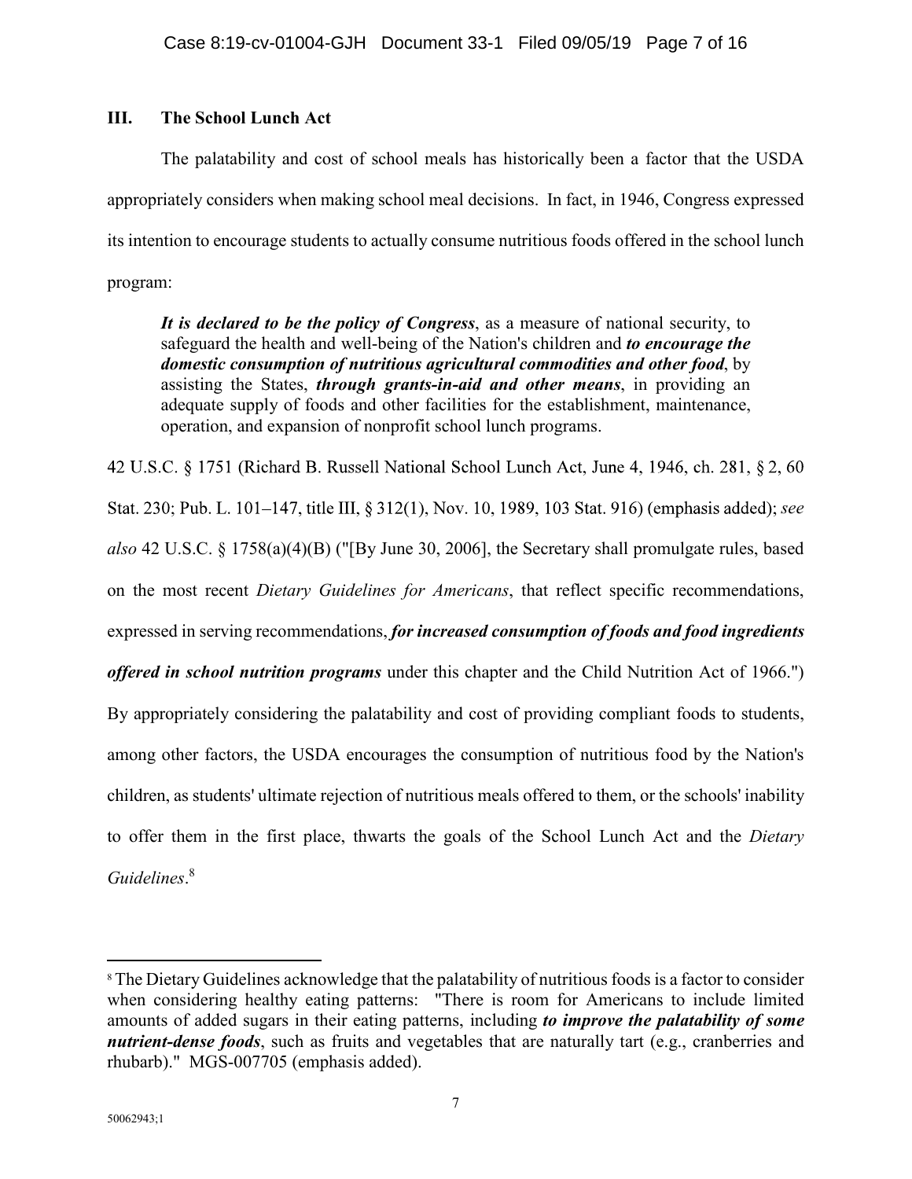## III. The School Lunch Act

The palatability and cost of school meals has historically been a factor that the USDA appropriately considers when making school meal decisions. In fact, in 1946, Congress expressed its intention to encourage students to actually consume nutritious foods offered in the school lunch program:

> ***It is declared to be the policy of Congress***, as a measure of national security, to safeguard the health and well-being of the Nation's children and ***to encourage the domestic consumption of nutritious agricultural commodities and other food***, by assisting the States, ***through grants-in-aid and other means***, in providing an adequate supply of foods and other facilities for the establishment, maintenance, operation, and expansion of nonprofit school lunch programs.

42 U.S.C. § 1751 (Richard B. Russell National School Lunch Act, June 4, 1946, ch. 281, § 2, 60 Stat. 230; Pub. L. 101–147, title III, § 312(1), Nov. 10, 1989, 103 Stat. 916) (emphasis added); *see also* 42 U.S.C. § 1758(a)(4)(B) ("[By June 30, 2006], the Secretary shall promulgate rules, based on the most recent *Dietary Guidelines for Americans*, that reflect specific recommendations, expressed in serving recommendations, ***for increased consumption of foods and food ingredients offered in school nutrition programs*** under this chapter and the Child Nutrition Act of 1966.") By appropriately considering the palatability and cost of providing compliant foods to students, among other factors, the USDA encourages the consumption of nutritious food by the Nation's children, as students' ultimate rejection of nutritious meals offered to them, or the schools' inability to offer them in the first place, thwarts the goals of the School Lunch Act and the *Dietary Guidelines*.[8]

---

[8] The Dietary Guidelines acknowledge that the palatability of nutritious foods is a factor to consider when considering healthy eating patterns: "There is room for Americans to include limited amounts of added sugars in their eating patterns, including ***to improve the palatability of some nutrient-dense foods***, such as fruits and vegetables that are naturally tart (e.g., cranberries and rhubarb)." MGS-007705 (emphasis added).

50062943;1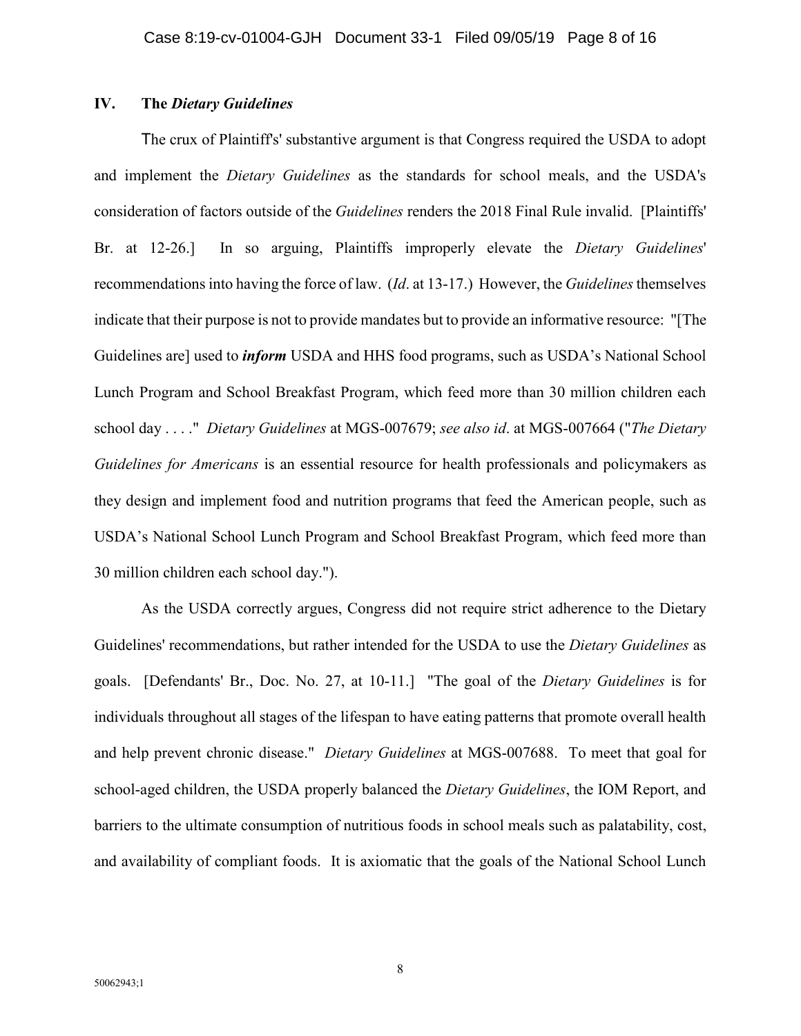## IV. The *Dietary Guidelines*

The crux of Plaintiff's' substantive argument is that Congress required the USDA to adopt and implement the *Dietary Guidelines* as the standards for school meals, and the USDA's consideration of factors outside of the *Guidelines* renders the 2018 Final Rule invalid. [Plaintiffs' Br. at 12-26.] In so arguing, Plaintiffs improperly elevate the *Dietary Guidelines*' recommendations into having the force of law. (*Id*. at 13-17.) However, the *Guidelines* themselves indicate that their purpose is not to provide mandates but to provide an informative resource: "[The Guidelines are] used to ***inform*** USDA and HHS food programs, such as USDA's National School Lunch Program and School Breakfast Program, which feed more than 30 million children each school day . . . ." *Dietary Guidelines* at MGS-007679; *see also id*. at MGS-007664 ("*The Dietary Guidelines for Americans* is an essential resource for health professionals and policymakers as they design and implement food and nutrition programs that feed the American people, such as USDA's National School Lunch Program and School Breakfast Program, which feed more than 30 million children each school day.").

As the USDA correctly argues, Congress did not require strict adherence to the Dietary Guidelines' recommendations, but rather intended for the USDA to use the *Dietary Guidelines* as goals. [Defendants' Br., Doc. No. 27, at 10-11.] "The goal of the *Dietary Guidelines* is for individuals throughout all stages of the lifespan to have eating patterns that promote overall health and help prevent chronic disease." *Dietary Guidelines* at MGS-007688. To meet that goal for school-aged children, the USDA properly balanced the *Dietary Guidelines*, the IOM Report, and barriers to the ultimate consumption of nutritious foods in school meals such as palatability, cost, and availability of compliant foods. It is axiomatic that the goals of the National School Lunch

50062943;1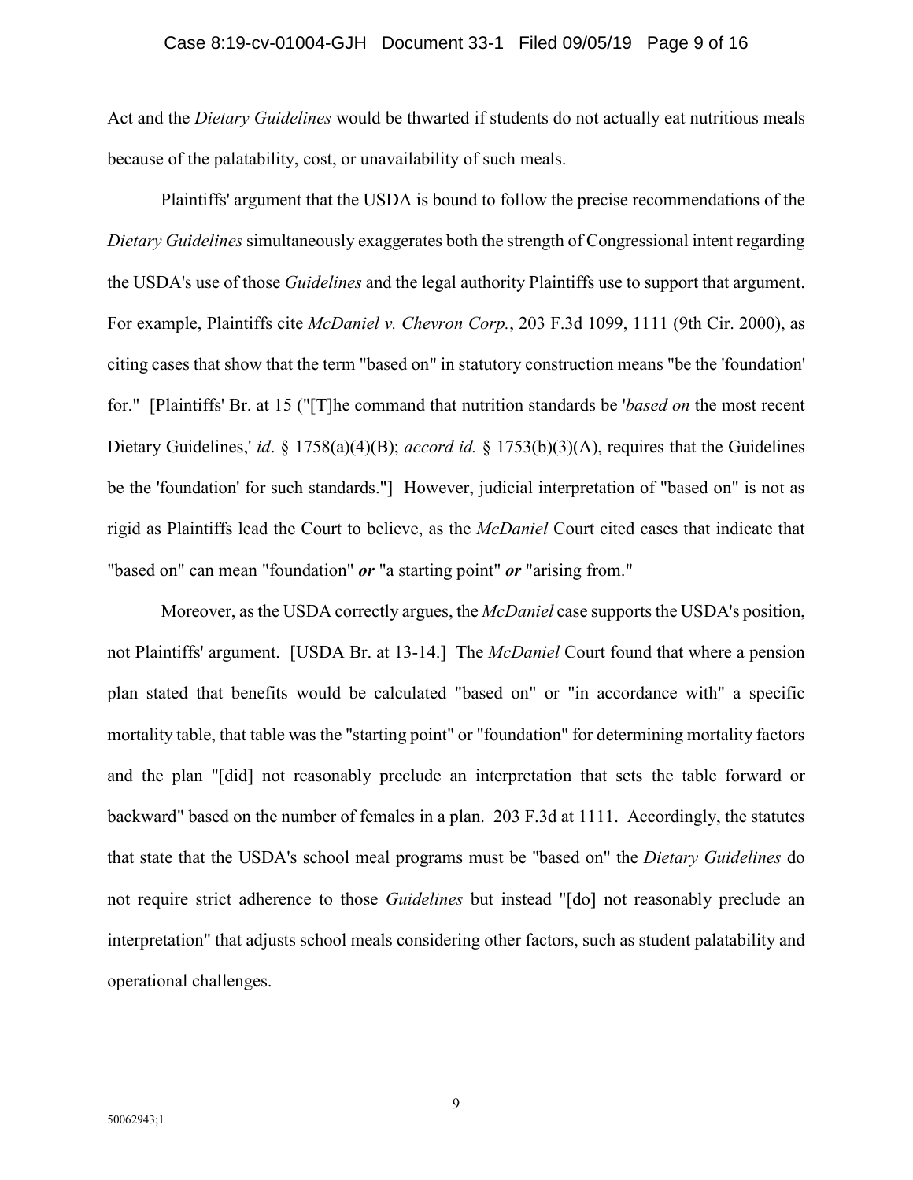Act and the *Dietary Guidelines* would be thwarted if students do not actually eat nutritious meals because of the palatability, cost, or unavailability of such meals.

Plaintiffs' argument that the USDA is bound to follow the precise recommendations of the *Dietary Guidelines* simultaneously exaggerates both the strength of Congressional intent regarding the USDA's use of those *Guidelines* and the legal authority Plaintiffs use to support that argument. For example, Plaintiffs cite *McDaniel v. Chevron Corp.*, 203 F.3d 1099, 1111 (9th Cir. 2000), as citing cases that show that the term "based on" in statutory construction means "be the 'foundation' for." [Plaintiffs' Br. at 15 ("[T]he command that nutrition standards be '*based on* the most recent Dietary Guidelines,' *id*. § 1758(a)(4)(B); *accord id.* § 1753(b)(3)(A), requires that the Guidelines be the 'foundation' for such standards."] However, judicial interpretation of "based on" is not as rigid as Plaintiffs lead the Court to believe, as the *McDaniel* Court cited cases that indicate that "based on" can mean "foundation" ***or*** "a starting point" ***or*** "arising from."

Moreover, as the USDA correctly argues, the *McDaniel* case supports the USDA's position, not Plaintiffs' argument. [USDA Br. at 13-14.] The *McDaniel* Court found that where a pension plan stated that benefits would be calculated "based on" or "in accordance with" a specific mortality table, that table was the "starting point" or "foundation" for determining mortality factors and the plan "[did] not reasonably preclude an interpretation that sets the table forward or backward" based on the number of females in a plan. 203 F.3d at 1111. Accordingly, the statutes that state that the USDA's school meal programs must be "based on" the *Dietary Guidelines* do not require strict adherence to those *Guidelines* but instead "[do] not reasonably preclude an interpretation" that adjusts school meals considering other factors, such as student palatability and operational challenges.

50062943;1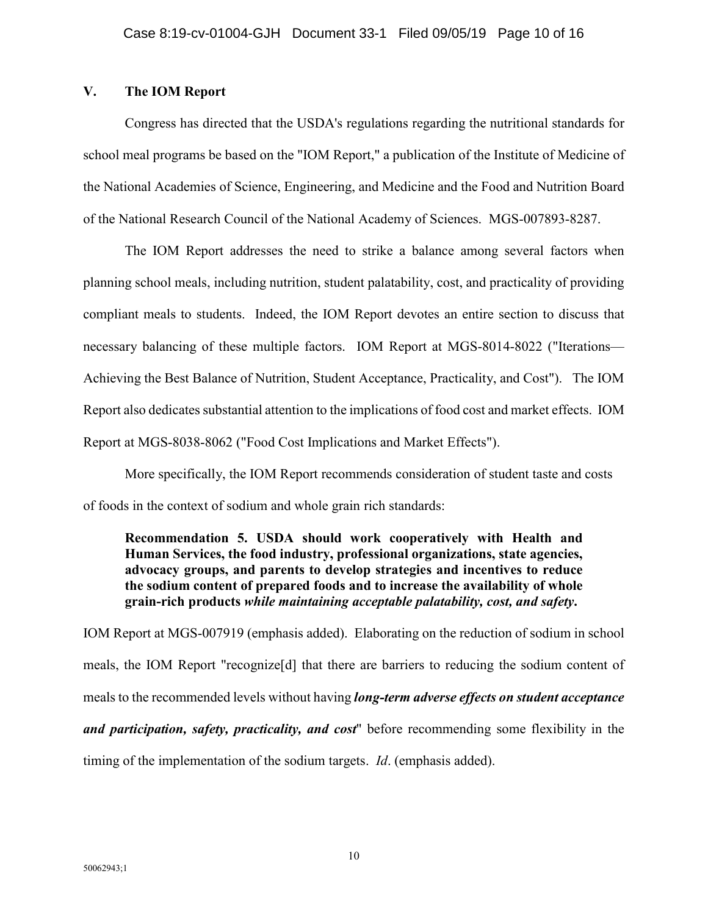## V. The IOM Report

Congress has directed that the USDA's regulations regarding the nutritional standards for school meal programs be based on the "IOM Report," a publication of the Institute of Medicine of the National Academies of Science, Engineering, and Medicine and the Food and Nutrition Board of the National Research Council of the National Academy of Sciences. MGS-007893-8287.

The IOM Report addresses the need to strike a balance among several factors when planning school meals, including nutrition, student palatability, cost, and practicality of providing compliant meals to students. Indeed, the IOM Report devotes an entire section to discuss that necessary balancing of these multiple factors. IOM Report at MGS-8014-8022 ("Iterations—Achieving the Best Balance of Nutrition, Student Acceptance, Practicality, and Cost"). The IOM Report also dedicates substantial attention to the implications of food cost and market effects. IOM Report at MGS-8038-8062 ("Food Cost Implications and Market Effects").

More specifically, the IOM Report recommends consideration of student taste and costs of foods in the context of sodium and whole grain rich standards:

> **Recommendation 5. USDA should work cooperatively with Health and Human Services, the food industry, professional organizations, state agencies, advocacy groups, and parents to develop strategies and incentives to reduce the sodium content of prepared foods and to increase the availability of whole grain-rich products *while maintaining acceptable palatability, cost, and safety*.**

IOM Report at MGS-007919 (emphasis added). Elaborating on the reduction of sodium in school meals, the IOM Report "recognize[d] that there are barriers to reducing the sodium content of meals to the recommended levels without having ***long-term adverse effects on student acceptance and participation, safety, practicality, and cost***" before recommending some flexibility in the timing of the implementation of the sodium targets. *Id*. (emphasis added).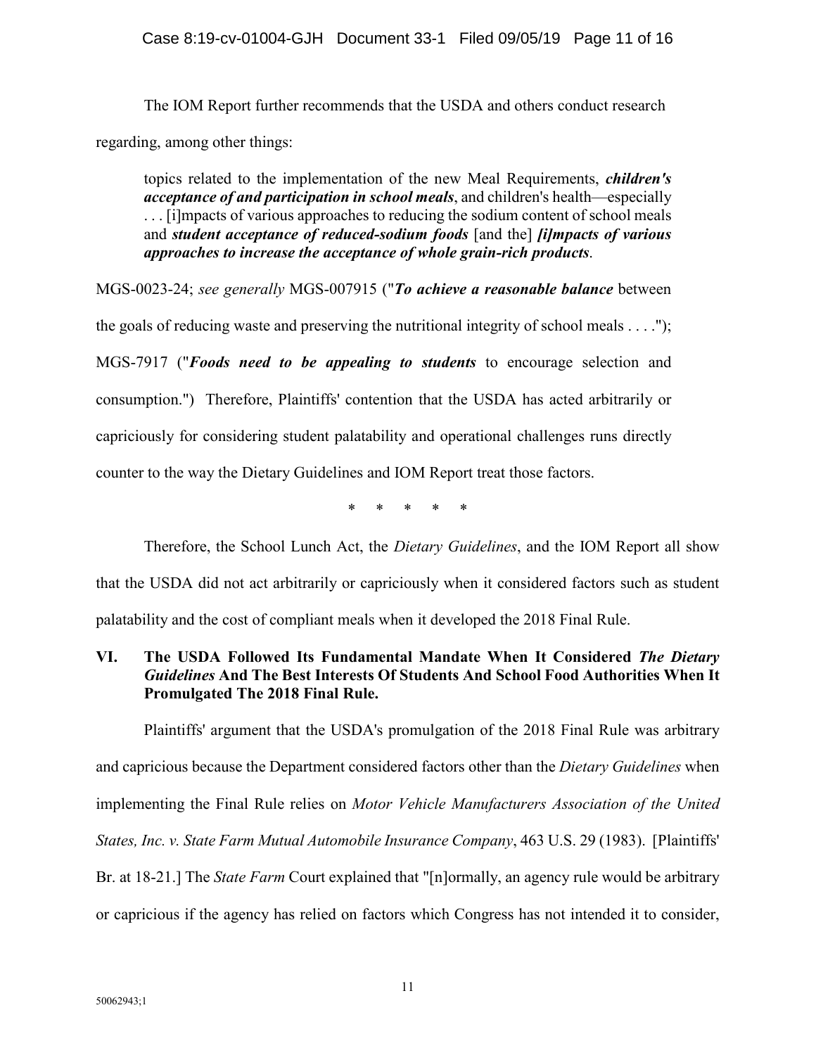The IOM Report further recommends that the USDA and others conduct research regarding, among other things:

> topics related to the implementation of the new Meal Requirements, ***children's acceptance of and participation in school meals***, and children's health—especially . . . [i]mpacts of various approaches to reducing the sodium content of school meals and ***student acceptance of reduced-sodium foods*** [and the] ***[i]mpacts of various approaches to increase the acceptance of whole grain-rich products***.

MGS-0023-24; *see generally* MGS-007915 ("***To achieve a reasonable balance*** between the goals of reducing waste and preserving the nutritional integrity of school meals . . . ."); MGS-7917 ("***Foods need to be appealing to students*** to encourage selection and consumption.") Therefore, Plaintiffs' contention that the USDA has acted arbitrarily or capriciously for considering student palatability and operational challenges runs directly counter to the way the Dietary Guidelines and IOM Report treat those factors.

\* \* \* \* \*

Therefore, the School Lunch Act, the *Dietary Guidelines*, and the IOM Report all show that the USDA did not act arbitrarily or capriciously when it considered factors such as student palatability and the cost of compliant meals when it developed the 2018 Final Rule.

## VI. The USDA Followed Its Fundamental Mandate When It Considered *The Dietary Guidelines* And The Best Interests Of Students And School Food Authorities When It Promulgated The 2018 Final Rule.

Plaintiffs' argument that the USDA's promulgation of the 2018 Final Rule was arbitrary and capricious because the Department considered factors other than the *Dietary Guidelines* when implementing the Final Rule relies on *Motor Vehicle Manufacturers Association of the United States, Inc. v. State Farm Mutual Automobile Insurance Company*, 463 U.S. 29 (1983). [Plaintiffs' Br. at 18-21.] The *State Farm* Court explained that "[n]ormally, an agency rule would be arbitrary or capricious if the agency has relied on factors which Congress has not intended it to consider,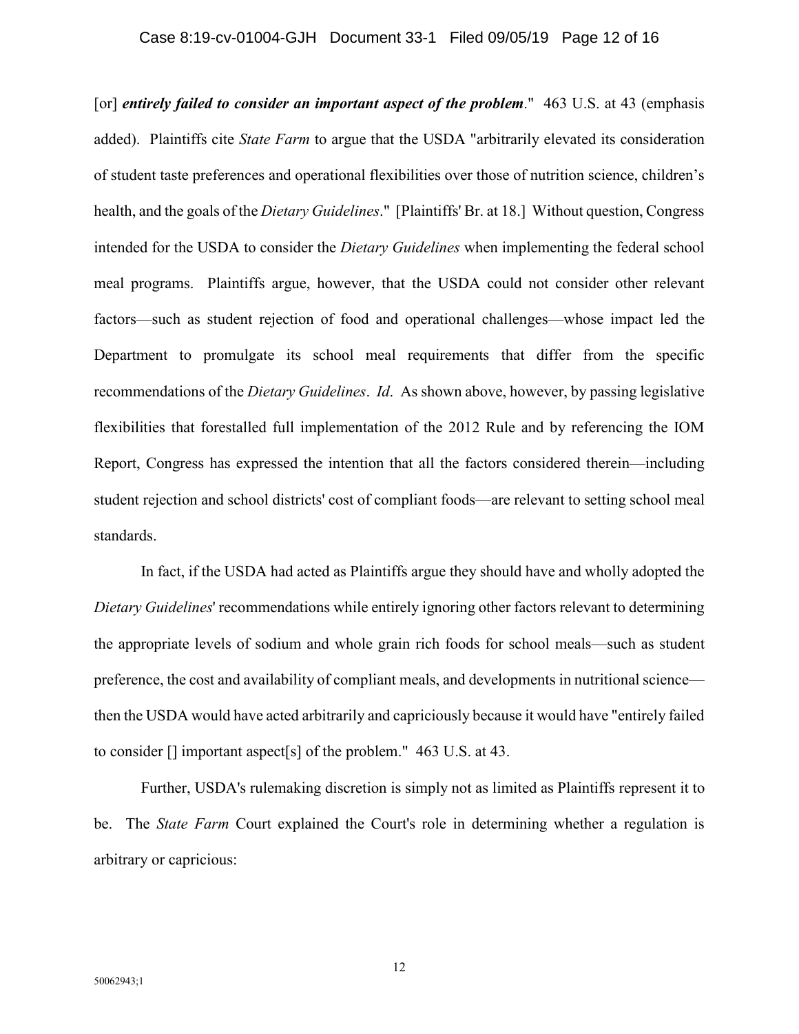[or] ***entirely failed to consider an important aspect of the problem***." 463 U.S. at 43 (emphasis added). Plaintiffs cite *State Farm* to argue that the USDA "arbitrarily elevated its consideration of student taste preferences and operational flexibilities over those of nutrition science, children's health, and the goals of the *Dietary Guidelines*." [Plaintiffs' Br. at 18.] Without question, Congress intended for the USDA to consider the *Dietary Guidelines* when implementing the federal school meal programs. Plaintiffs argue, however, that the USDA could not consider other relevant factors—such as student rejection of food and operational challenges—whose impact led the Department to promulgate its school meal requirements that differ from the specific recommendations of the *Dietary Guidelines*. *Id*. As shown above, however, by passing legislative flexibilities that forestalled full implementation of the 2012 Rule and by referencing the IOM Report, Congress has expressed the intention that all the factors considered therein—including student rejection and school districts' cost of compliant foods—are relevant to setting school meal standards.

In fact, if the USDA had acted as Plaintiffs argue they should have and wholly adopted the *Dietary Guidelines*' recommendations while entirely ignoring other factors relevant to determining the appropriate levels of sodium and whole grain rich foods for school meals—such as student preference, the cost and availability of compliant meals, and developments in nutritional science—then the USDA would have acted arbitrarily and capriciously because it would have "entirely failed to consider [] important aspect[s] of the problem." 463 U.S. at 43.

Further, USDA's rulemaking discretion is simply not as limited as Plaintiffs represent it to be. The *State Farm* Court explained the Court's role in determining whether a regulation is arbitrary or capricious: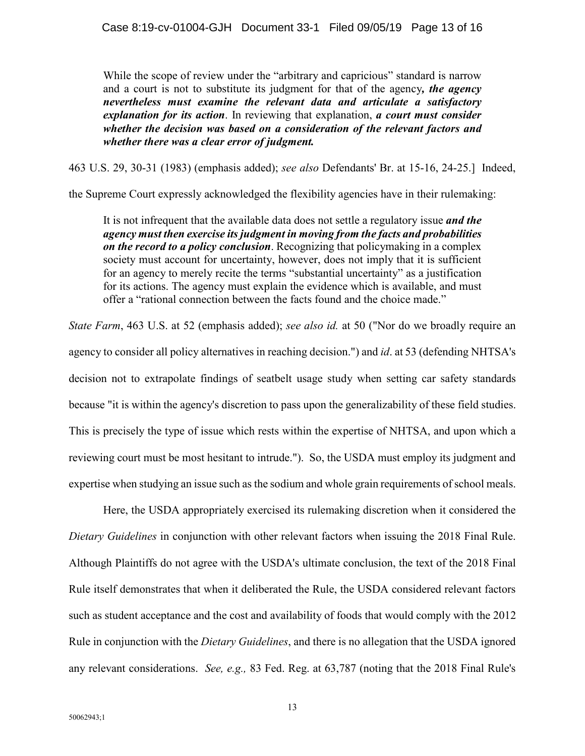> While the scope of review under the "arbitrary and capricious" standard is narrow and a court is not to substitute its judgment for that of the agency***, the agency nevertheless must examine the relevant data and articulate a satisfactory explanation for its action***. In reviewing that explanation, ***a court must consider whether the decision was based on a consideration of the relevant factors and whether there was a clear error of judgment.***

463 U.S. 29, 30-31 (1983) (emphasis added); *see also* Defendants' Br. at 15-16, 24-25.] Indeed, the Supreme Court expressly acknowledged the flexibility agencies have in their rulemaking:

> It is not infrequent that the available data does not settle a regulatory issue ***and the agency must then exercise its judgment in moving from the facts and probabilities on the record to a policy conclusion***. Recognizing that policymaking in a complex society must account for uncertainty, however, does not imply that it is sufficient for an agency to merely recite the terms "substantial uncertainty" as a justification for its actions. The agency must explain the evidence which is available, and must offer a "rational connection between the facts found and the choice made."

*State Farm*, 463 U.S. at 52 (emphasis added); *see also id.* at 50 ("Nor do we broadly require an agency to consider all policy alternatives in reaching decision.") and *id*. at 53 (defending NHTSA's decision not to extrapolate findings of seatbelt usage study when setting car safety standards because "it is within the agency's discretion to pass upon the generalizability of these field studies. This is precisely the type of issue which rests within the expertise of NHTSA, and upon which a reviewing court must be most hesitant to intrude."). So, the USDA must employ its judgment and expertise when studying an issue such as the sodium and whole grain requirements of school meals.

Here, the USDA appropriately exercised its rulemaking discretion when it considered the *Dietary Guidelines* in conjunction with other relevant factors when issuing the 2018 Final Rule. Although Plaintiffs do not agree with the USDA's ultimate conclusion, the text of the 2018 Final Rule itself demonstrates that when it deliberated the Rule, the USDA considered relevant factors such as student acceptance and the cost and availability of foods that would comply with the 2012 Rule in conjunction with the *Dietary Guidelines*, and there is no allegation that the USDA ignored any relevant considerations. *See, e.g.,* 83 Fed. Reg. at 63,787 (noting that the 2018 Final Rule's

50062943;1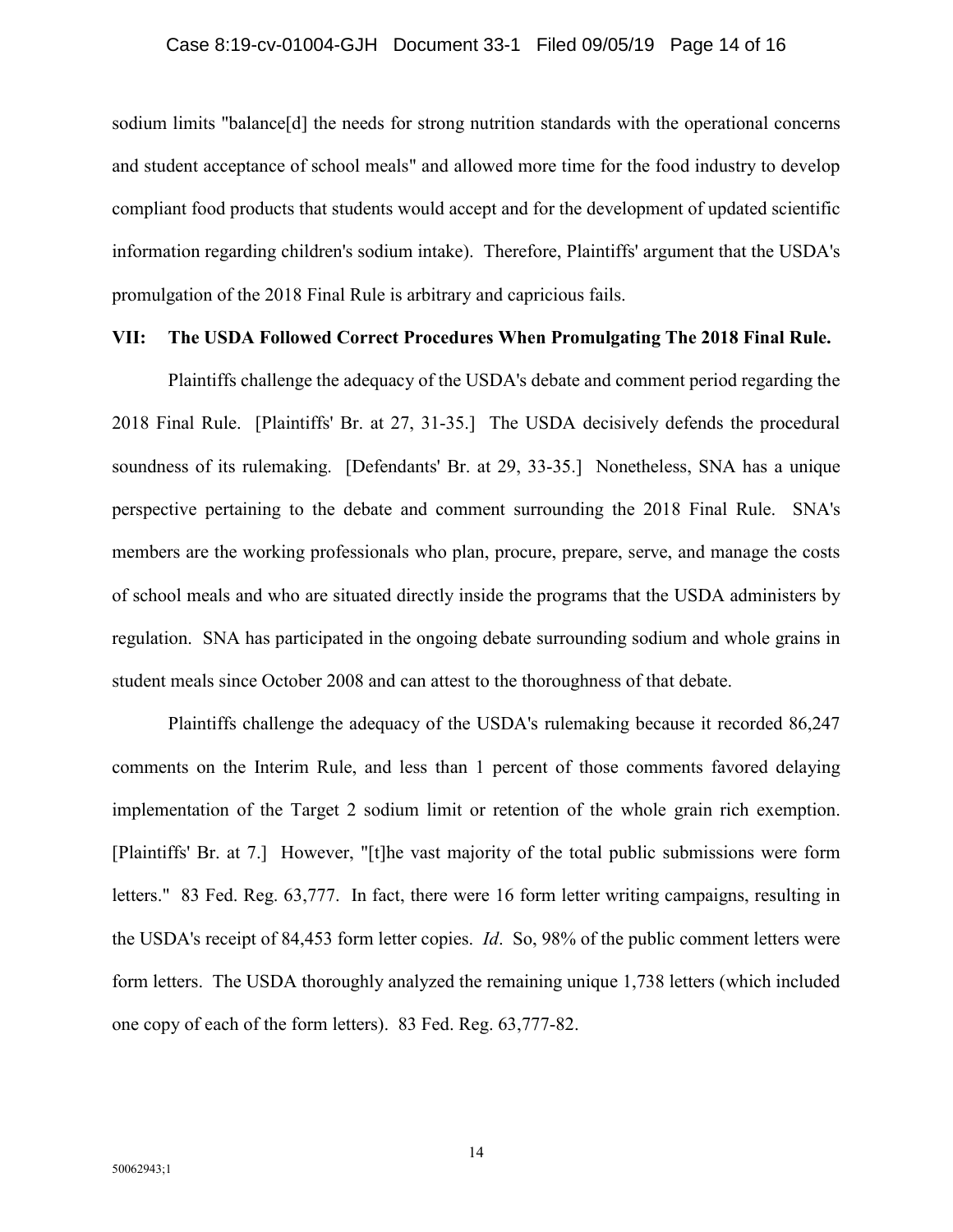sodium limits "balance[d] the needs for strong nutrition standards with the operational concerns and student acceptance of school meals" and allowed more time for the food industry to develop compliant food products that students would accept and for the development of updated scientific information regarding children's sodium intake). Therefore, Plaintiffs' argument that the USDA's promulgation of the 2018 Final Rule is arbitrary and capricious fails.

## VII: The USDA Followed Correct Procedures When Promulgating The 2018 Final Rule.

Plaintiffs challenge the adequacy of the USDA's debate and comment period regarding the 2018 Final Rule. [Plaintiffs' Br. at 27, 31-35.] The USDA decisively defends the procedural soundness of its rulemaking. [Defendants' Br. at 29, 33-35.] Nonetheless, SNA has a unique perspective pertaining to the debate and comment surrounding the 2018 Final Rule. SNA's members are the working professionals who plan, procure, prepare, serve, and manage the costs of school meals and who are situated directly inside the programs that the USDA administers by regulation. SNA has participated in the ongoing debate surrounding sodium and whole grains in student meals since October 2008 and can attest to the thoroughness of that debate.

Plaintiffs challenge the adequacy of the USDA's rulemaking because it recorded 86,247 comments on the Interim Rule, and less than 1 percent of those comments favored delaying implementation of the Target 2 sodium limit or retention of the whole grain rich exemption. [Plaintiffs' Br. at 7.] However, "[t]he vast majority of the total public submissions were form letters." 83 Fed. Reg. 63,777. In fact, there were 16 form letter writing campaigns, resulting in the USDA's receipt of 84,453 form letter copies. *Id*. So, 98% of the public comment letters were form letters. The USDA thoroughly analyzed the remaining unique 1,738 letters (which included one copy of each of the form letters). 83 Fed. Reg. 63,777-82.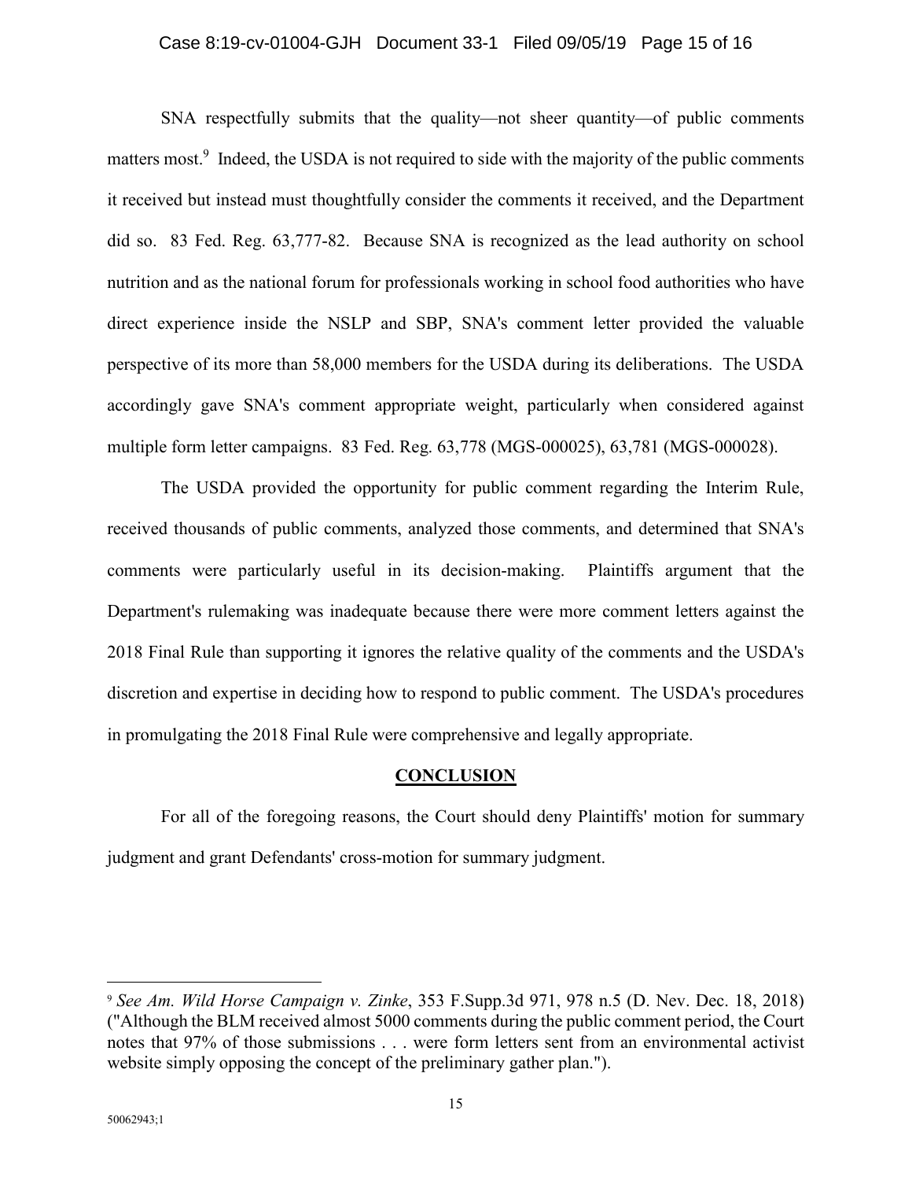SNA respectfully submits that the quality—not sheer quantity—of public comments matters most.[9] Indeed, the USDA is not required to side with the majority of the public comments it received but instead must thoughtfully consider the comments it received, and the Department did so. 83 Fed. Reg. 63,777-82. Because SNA is recognized as the lead authority on school nutrition and as the national forum for professionals working in school food authorities who have direct experience inside the NSLP and SBP, SNA's comment letter provided the valuable perspective of its more than 58,000 members for the USDA during its deliberations. The USDA accordingly gave SNA's comment appropriate weight, particularly when considered against multiple form letter campaigns. 83 Fed. Reg. 63,778 (MGS-000025), 63,781 (MGS-000028).

The USDA provided the opportunity for public comment regarding the Interim Rule, received thousands of public comments, analyzed those comments, and determined that SNA's comments were particularly useful in its decision-making. Plaintiffs argument that the Department's rulemaking was inadequate because there were more comment letters against the 2018 Final Rule than supporting it ignores the relative quality of the comments and the USDA's discretion and expertise in deciding how to respond to public comment. The USDA's procedures in promulgating the 2018 Final Rule were comprehensive and legally appropriate.

## CONCLUSION

For all of the foregoing reasons, the Court should deny Plaintiffs' motion for summary judgment and grant Defendants' cross-motion for summary judgment.

---

[9] *See Am. Wild Horse Campaign v. Zinke*, 353 F.Supp.3d 971, 978 n.5 (D. Nev. Dec. 18, 2018) ("Although the BLM received almost 5000 comments during the public comment period, the Court notes that 97% of those submissions . . . were form letters sent from an environmental activist website simply opposing the concept of the preliminary gather plan.").

50062943;1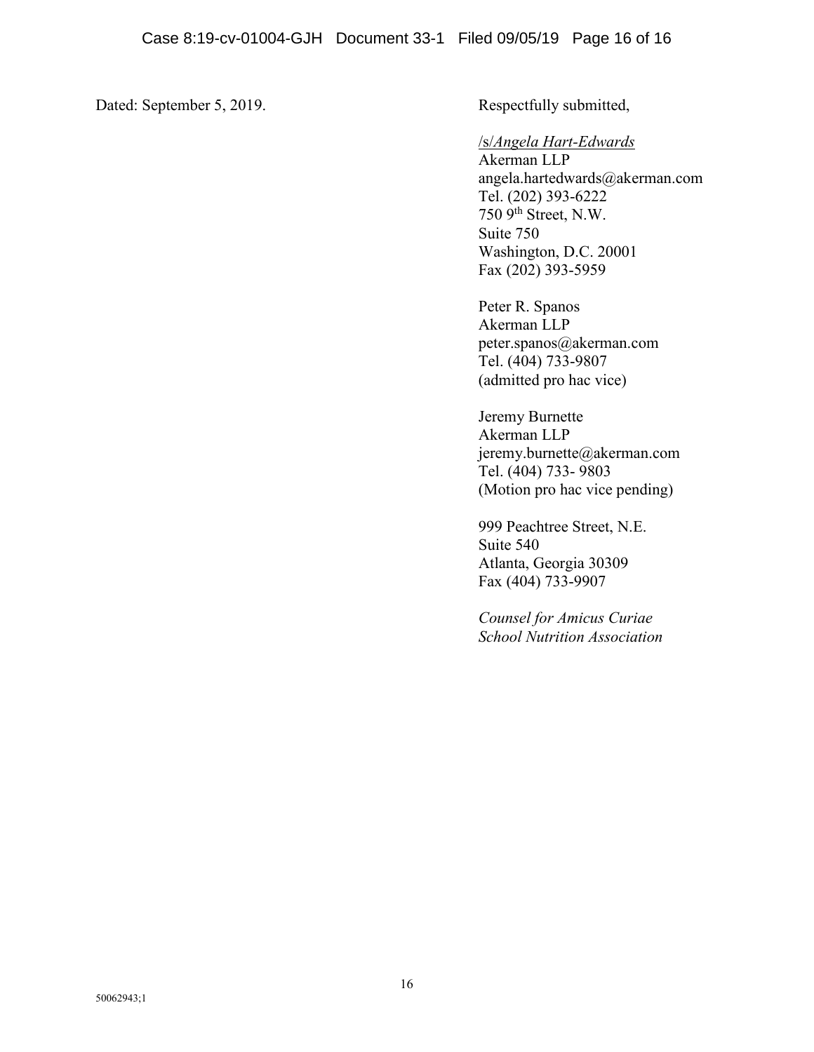Dated: September 5, 2019.

Respectfully submitted,

/s/*Angela Hart-Edwards*
Akerman LLP
angela.hartedwards@akerman.com
Tel. (202) 393-6222
750 9th Street, N.W.
Suite 750
Washington, D.C. 20001
Fax (202) 393-5959

Peter R. Spanos
Akerman LLP
peter.spanos@akerman.com
Tel. (404) 733-9807
(admitted pro hac vice)

Jeremy Burnette
Akerman LLP
jeremy.burnette@akerman.com
Tel. (404) 733- 9803
(Motion pro hac vice pending)

999 Peachtree Street, N.E.
Suite 540
Atlanta, Georgia 30309
Fax (404) 733-9907

*Counsel for Amicus Curiae*
*School Nutrition Association*

50062943;1